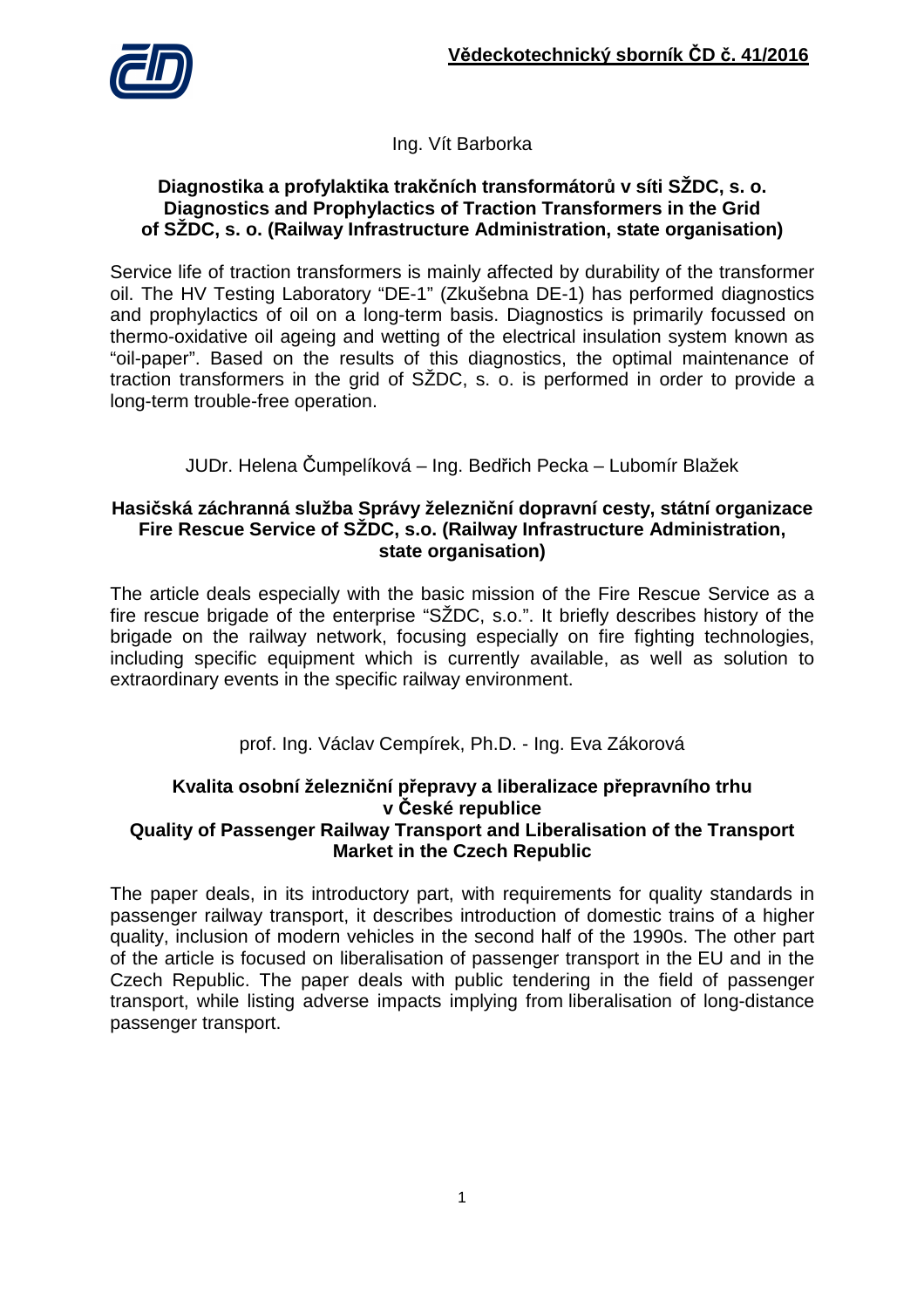Ing. Vít Barborka

## Diagnostika a profylaktika trakčních transformátorů v síti SŽDC, s. o.
## Diagnostics and Prophylactics of Traction Transformers in the Grid of SŽDC, s. o. (Railway Infrastructure Administration, state organisation)

Service life of traction transformers is mainly affected by durability of the transformer oil. The HV Testing Laboratory "DE-1" (Zkušebna DE-1) has performed diagnostics and prophylactics of oil on a long-term basis. Diagnostics is primarily focussed on thermo-oxidative oil ageing and wetting of the electrical insulation system known as "oil-paper". Based on the results of this diagnostics, the optimal maintenance of traction transformers in the grid of SŽDC, s. o. is performed in order to provide a long-term trouble-free operation.

JUDr. Helena Čumpelíková – Ing. Bedřich Pecka – Lubomír Blažek

## Hasičská záchranná služba Správy železniční dopravní cesty, státní organizace
## Fire Rescue Service of SŽDC, s.o. (Railway Infrastructure Administration, state organisation)

The article deals especially with the basic mission of the Fire Rescue Service as a fire rescue brigade of the enterprise "SŽDC, s.o.". It briefly describes history of the brigade on the railway network, focusing especially on fire fighting technologies, including specific equipment which is currently available, as well as solution to extraordinary events in the specific railway environment.

prof. Ing. Václav Cempírek, Ph.D. - Ing. Eva Zákorová

## Kvalita osobní železniční přepravy a liberalizace přepravního trhu v České republice
## Quality of Passenger Railway Transport and Liberalisation of the Transport Market in the Czech Republic

The paper deals, in its introductory part, with requirements for quality standards in passenger railway transport, it describes introduction of domestic trains of a higher quality, inclusion of modern vehicles in the second half of the 1990s. The other part of the article is focused on liberalisation of passenger transport in the EU and in the Czech Republic. The paper deals with public tendering in the field of passenger transport, while listing adverse impacts implying from liberalisation of long-distance passenger transport.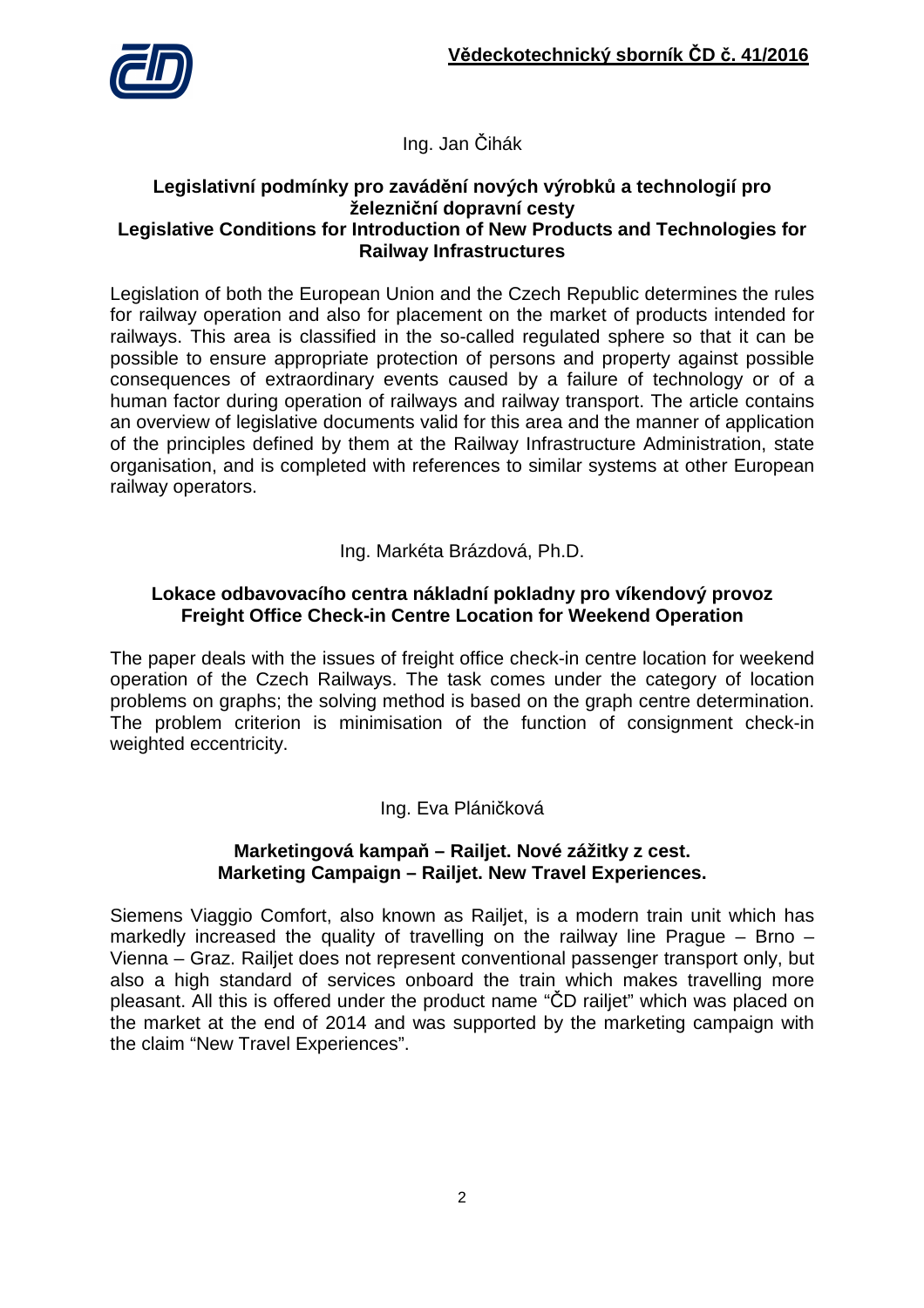Ing. Jan Čihák

**Legislativní podmínky pro zavádění nových výrobků a technologií pro železniční dopravní cesty**
**Legislative Conditions for Introduction of New Products and Technologies for Railway Infrastructures**

Legislation of both the European Union and the Czech Republic determines the rules for railway operation and also for placement on the market of products intended for railways. This area is classified in the so-called regulated sphere so that it can be possible to ensure appropriate protection of persons and property against possible consequences of extraordinary events caused by a failure of technology or of a human factor during operation of railways and railway transport. The article contains an overview of legislative documents valid for this area and the manner of application of the principles defined by them at the Railway Infrastructure Administration, state organisation, and is completed with references to similar systems at other European railway operators.

Ing. Markéta Brázdová, Ph.D.

**Lokace odbavovacího centra nákladní pokladny pro víkendový provoz**
**Freight Office Check-in Centre Location for Weekend Operation**

The paper deals with the issues of freight office check-in centre location for weekend operation of the Czech Railways. The task comes under the category of location problems on graphs; the solving method is based on the graph centre determination. The problem criterion is minimisation of the function of consignment check-in weighted eccentricity.

Ing. Eva Pláničková

**Marketingová kampaň – Railjet. Nové zážitky z cest.**
**Marketing Campaign – Railjet. New Travel Experiences.**

Siemens Viaggio Comfort, also known as Railjet, is a modern train unit which has markedly increased the quality of travelling on the railway line Prague – Brno – Vienna – Graz. Railjet does not represent conventional passenger transport only, but also a high standard of services onboard the train which makes travelling more pleasant. All this is offered under the product name "ČD railjet" which was placed on the market at the end of 2014 and was supported by the marketing campaign with the claim "New Travel Experiences".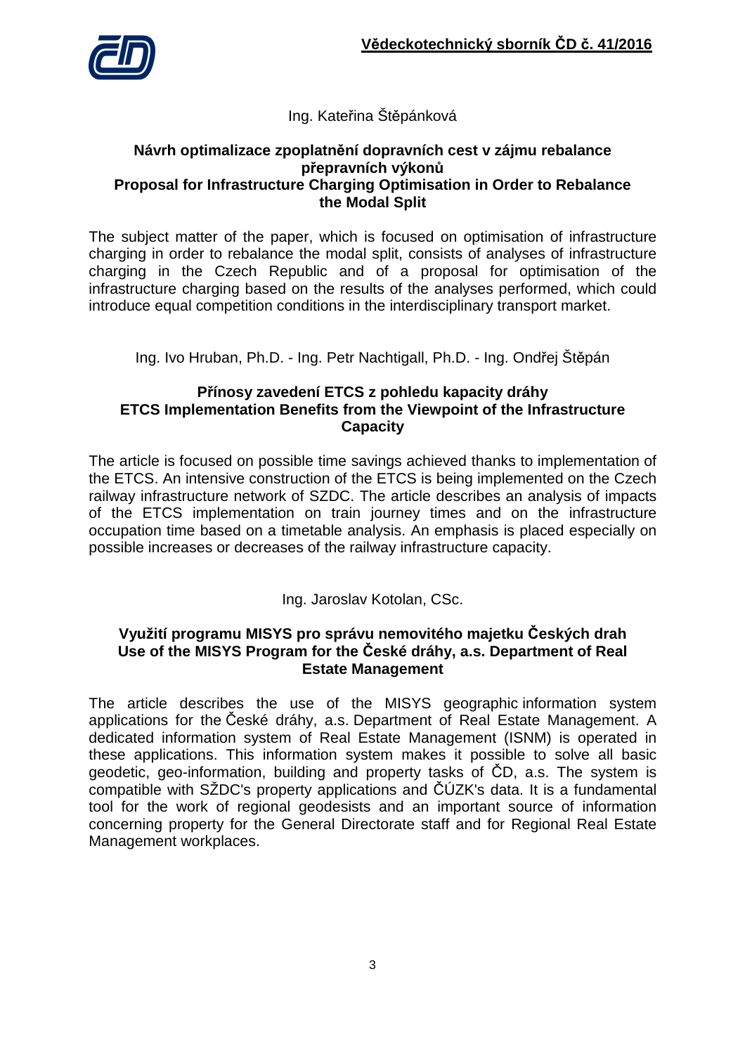Ing. Kateřina Štěpánková

### Návrh optimalizace zpoplatnění dopravních cest v zájmu rebalance přepravních výkonů
### Proposal for Infrastructure Charging Optimisation in Order to Rebalance the Modal Split

The subject matter of the paper, which is focused on optimisation of infrastructure charging in order to rebalance the modal split, consists of analyses of infrastructure charging in the Czech Republic and of a proposal for optimisation of the infrastructure charging based on the results of the analyses performed, which could introduce equal competition conditions in the interdisciplinary transport market.

Ing. Ivo Hruban, Ph.D. - Ing. Petr Nachtigall, Ph.D. - Ing. Ondřej Štěpán

### Přínosy zavedení ETCS z pohledu kapacity dráhy
### ETCS Implementation Benefits from the Viewpoint of the Infrastructure Capacity

The article is focused on possible time savings achieved thanks to implementation of the ETCS. An intensive construction of the ETCS is being implemented on the Czech railway infrastructure network of SZDC. The article describes an analysis of impacts of the ETCS implementation on train journey times and on the infrastructure occupation time based on a timetable analysis. An emphasis is placed especially on possible increases or decreases of the railway infrastructure capacity.

Ing. Jaroslav Kotolan, CSc.

### Využití programu MISYS pro správu nemovitého majetku Českých drah
### Use of the MISYS Program for the České dráhy, a.s. Department of Real Estate Management

The article describes the use of the MISYS geographic information system applications for the České dráhy, a.s. Department of Real Estate Management. A dedicated information system of Real Estate Management (ISNM) is operated in these applications. This information system makes it possible to solve all basic geodetic, geo-information, building and property tasks of ČD, a.s. The system is compatible with SŽDC's property applications and ČÚZK's data. It is a fundamental tool for the work of regional geodesists and an important source of information concerning property for the General Directorate staff and for Regional Real Estate Management workplaces.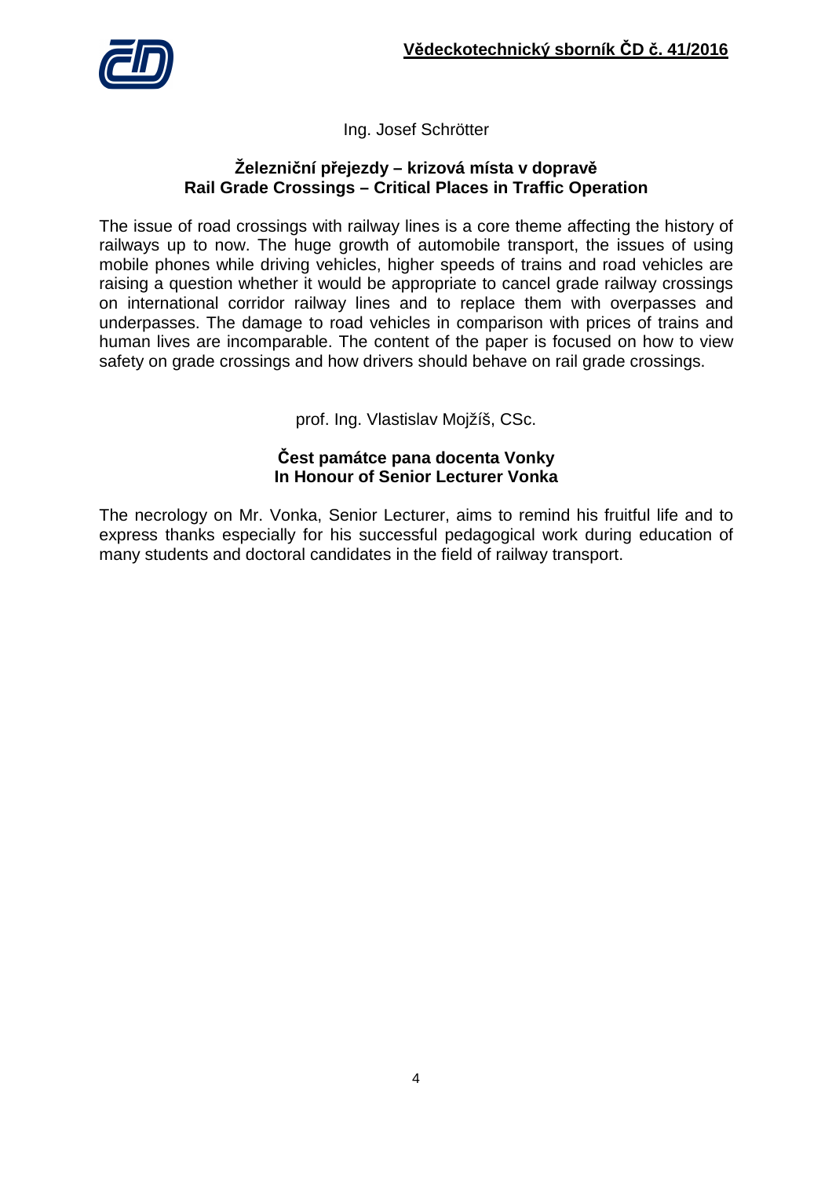Ing. Josef Schrötter

**Železniční přejezdy – krizová místa v dopravě**
**Rail Grade Crossings – Critical Places in Traffic Operation**

The issue of road crossings with railway lines is a core theme affecting the history of railways up to now. The huge growth of automobile transport, the issues of using mobile phones while driving vehicles, higher speeds of trains and road vehicles are raising a question whether it would be appropriate to cancel grade railway crossings on international corridor railway lines and to replace them with overpasses and underpasses. The damage to road vehicles in comparison with prices of trains and human lives are incomparable. The content of the paper is focused on how to view safety on grade crossings and how drivers should behave on rail grade crossings.

prof. Ing. Vlastislav Mojžíš, CSc.

**Čest památce pana docenta Vonky**
**In Honour of Senior Lecturer Vonka**

The necrology on Mr. Vonka, Senior Lecturer, aims to remind his fruitful life and to express thanks especially for his successful pedagogical work during education of many students and doctoral candidates in the field of railway transport.